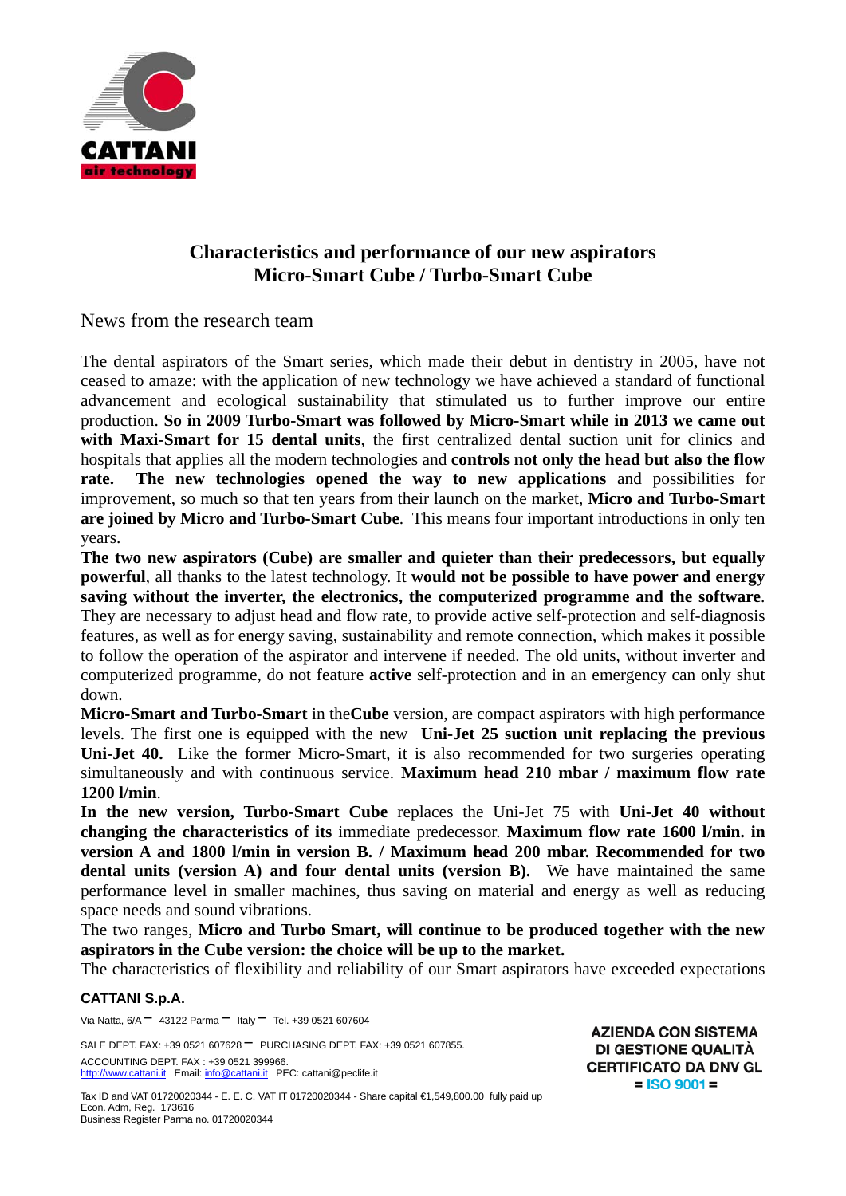CATTANI
air technology

# Characteristics and performance of our new aspirators
# Micro-Smart Cube / Turbo-Smart Cube

News from the research team

The dental aspirators of the Smart series, which made their debut in dentistry in 2005, have not ceased to amaze: with the application of new technology we have achieved a standard of functional advancement and ecological sustainability that stimulated us to further improve our entire production. **So in 2009 Turbo-Smart was followed by Micro-Smart while in 2013 we came out with Maxi-Smart for 15 dental units**, the first centralized dental suction unit for clinics and hospitals that applies all the modern technologies and **controls not only the head but also the flow rate. The new technologies opened the way to new applications** and possibilities for improvement, so much so that ten years from their launch on the market, **Micro and Turbo-Smart are joined by Micro and Turbo-Smart Cube**. This means four important introductions in only ten years.

**The two new aspirators (Cube) are smaller and quieter than their predecessors, but equally powerful**, all thanks to the latest technology. It **would not be possible to have power and energy saving without the inverter, the electronics, the computerized programme and the software**. They are necessary to adjust head and flow rate, to provide active self-protection and self-diagnosis features, as well as for energy saving, sustainability and remote connection, which makes it possible to follow the operation of the aspirator and intervene if needed. The old units, without inverter and computerized programme, do not feature **active** self-protection and in an emergency can only shut down.

**Micro-Smart and Turbo-Smart** in the**Cube** version, are compact aspirators with high performance levels. The first one is equipped with the new **Uni-Jet 25 suction unit replacing the previous Uni-Jet 40.** Like the former Micro-Smart, it is also recommended for two surgeries operating simultaneously and with continuous service. **Maximum head 210 mbar / maximum flow rate 1200 l/min**.

**In the new version, Turbo-Smart Cube** replaces the Uni-Jet 75 with **Uni-Jet 40 without changing the characteristics of its** immediate predecessor. **Maximum flow rate 1600 l/min. in version A and 1800 l/min in version B. / Maximum head 200 mbar. Recommended for two dental units (version A) and four dental units (version B).** We have maintained the same performance level in smaller machines, thus saving on material and energy as well as reducing space needs and sound vibrations.

The two ranges, **Micro and Turbo Smart, will continue to be produced together with the new aspirators in the Cube version: the choice will be up to the market.**

The characteristics of flexibility and reliability of our Smart aspirators have exceeded expectations

**CATTANI S.p.A.**

Via Natta, 6/A – 43122 Parma – Italy – Tel. +39 0521 607604

SALE DEPT. FAX: +39 0521 607628 – PURCHASING DEPT. FAX: +39 0521 607855.

ACCOUNTING DEPT. FAX : +39 0521 399966.

http://www.cattani.it Email: info@cattani.it PEC: cattani@peclife.it

Tax ID and VAT 01720020344 - E. E. C. VAT IT 01720020344 - Share capital €1,549,800.00 fully paid up

Econ. Adm, Reg. 173616

Business Register Parma no. 01720020344

AZIENDA CON SISTEMA DI GESTIONE QUALITÀ CERTIFICATO DA DNV GL = ISO 9001 =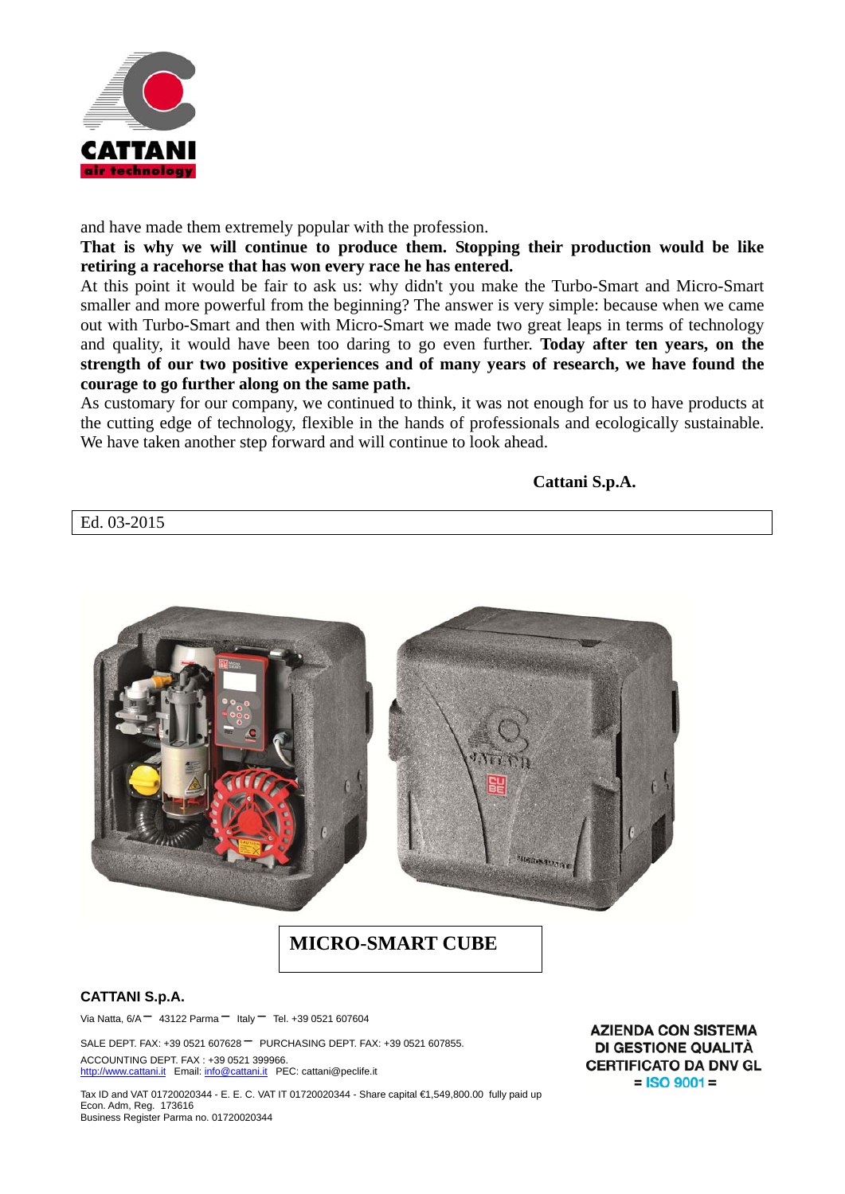and have made them extremely popular with the profession.

**That is why we will continue to produce them. Stopping their production would be like retiring a racehorse that has won every race he has entered.**

At this point it would be fair to ask us: why didn't you make the Turbo-Smart and Micro-Smart smaller and more powerful from the beginning? The answer is very simple: because when we came out with Turbo-Smart and then with Micro-Smart we made two great leaps in terms of technology and quality, it would have been too daring to go even further. **Today after ten years, on the strength of our two positive experiences and of many years of research, we have found the courage to go further along on the same path.**

As customary for our company, we continued to think, it was not enough for us to have products at the cutting edge of technology, flexible in the hands of professionals and ecologically sustainable. We have taken another step forward and will continue to look ahead.

**Cattani S.p.A.**

Ed. 03-2015

**MICRO-SMART CUBE**

**CATTANI S.p.A.**

Via Natta, 6/A – 43122 Parma – Italy – Tel. +39 0521 607604

SALE DEPT. FAX: +39 0521 607628 – PURCHASING DEPT. FAX: +39 0521 607855.

ACCOUNTING DEPT. FAX : +39 0521 399966.
http://www.cattani.it Email: info@cattani.it PEC: cattani@peclife.it

Tax ID and VAT 01720020344 - E. E. C. VAT IT 01720020344 - Share capital €1,549,800.00 fully paid up
Econ. Adm, Reg. 173616
Business Register Parma no. 01720020344

**AZIENDA CON SISTEMA DI GESTIONE QUALITÀ CERTIFICATO DA DNV GL = ISO 9001 =**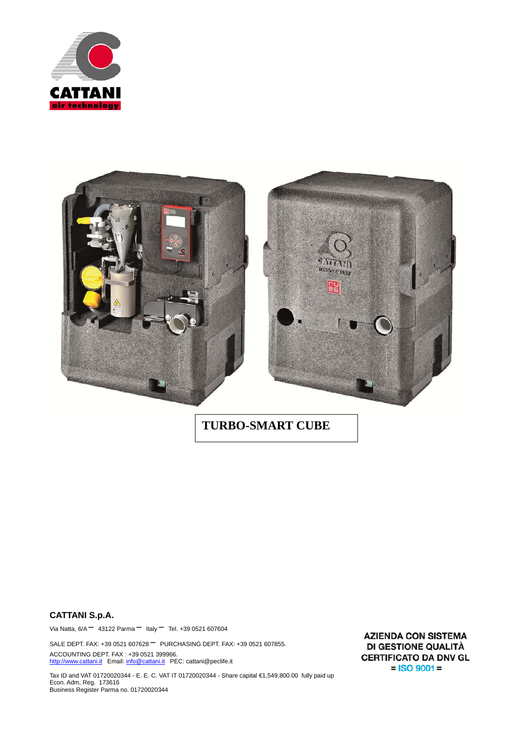# TURBO-SMART CUBE

**CATTANI S.p.A.**

Via Natta, 6/A – 43122 Parma – Italy – Tel. +39 0521 607604

SALE DEPT. FAX: +39 0521 607628 – PURCHASING DEPT. FAX: +39 0521 607855.

ACCOUNTING DEPT. FAX : +39 0521 399966.
http://www.cattani.it Email: info@cattani.it PEC: cattani@peclife.it

Tax ID and VAT 01720020344 - E. E. C. VAT IT 01720020344 - Share capital €1,549,800.00 fully paid up
Econ. Adm, Reg. 173616
Business Register Parma no. 01720020344

**AZIENDA CON SISTEMA DI GESTIONE QUALITÀ CERTIFICATO DA DNV GL = ISO 9001 =**